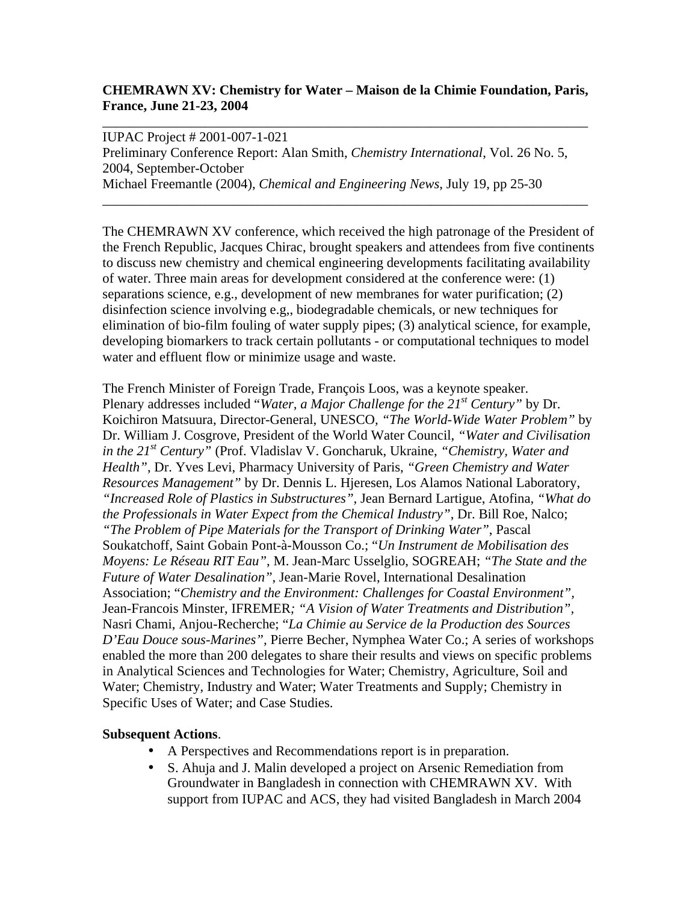**CHEMRAWN XV: Chemistry for Water – Maison de la Chimie Foundation, Paris, France, June 21-23, 2004**

---

IUPAC Project # 2001-007-1-021
Preliminary Conference Report: Alan Smith, *Chemistry International*, Vol. 26 No. 5, 2004, September-October
Michael Freemantle (2004), *Chemical and Engineering News*, July 19, pp 25-30

---

The CHEMRAWN XV conference, which received the high patronage of the President of the French Republic, Jacques Chirac, brought speakers and attendees from five continents to discuss new chemistry and chemical engineering developments facilitating availability of water. Three main areas for development considered at the conference were: (1) separations science, e.g., development of new membranes for water purification; (2) disinfection science involving e.g,, biodegradable chemicals, or new techniques for elimination of bio-film fouling of water supply pipes; (3) analytical science, for example, developing biomarkers to track certain pollutants - or computational techniques to model water and effluent flow or minimize usage and waste.

The French Minister of Foreign Trade, François Loos, was a keynote speaker. Plenary addresses included "*Water, a Major Challenge for the 21st Century"* by Dr. Koichiron Matsuura, Director-General, UNESCO*, "The World-Wide Water Problem"* by Dr. William J. Cosgrove, President of the World Water Council, *"Water and Civilisation in the 21st Century"* (Prof. Vladislav V. Goncharuk, Ukraine, *"Chemistry, Water and Health"*, Dr. Yves Levi, Pharmacy University of Paris, *"Green Chemistry and Water Resources Management"* by Dr. Dennis L. Hjeresen, Los Alamos National Laboratory, *"Increased Role of Plastics in Substructures"*, Jean Bernard Lartigue, Atofina, *"What do the Professionals in Water Expect from the Chemical Industry"*, Dr. Bill Roe, Nalco; *"The Problem of Pipe Materials for the Transport of Drinking Water"*, Pascal Soukatchoff, Saint Gobain Pont-à-Mousson Co.; "*Un Instrument de Mobilisation des Moyens: Le Réseau RIT Eau"*, M. Jean-Marc Usselglio, SOGREAH; *"The State and the Future of Water Desalination"*, Jean-Marie Rovel, International Desalination Association; "*Chemistry and the Environment: Challenges for Coastal Environment"*, Jean-Francois Minster, IFREMER*; "A Vision of Water Treatments and Distribution"*, Nasri Chami, Anjou-Recherche; "*La Chimie au Service de la Production des Sources D'Eau Douce sous-Marines"*, Pierre Becher, Nymphea Water Co.; A series of workshops enabled the more than 200 delegates to share their results and views on specific problems in Analytical Sciences and Technologies for Water; Chemistry, Agriculture, Soil and Water; Chemistry, Industry and Water; Water Treatments and Supply; Chemistry in Specific Uses of Water; and Case Studies.

**Subsequent Actions**.

- A Perspectives and Recommendations report is in preparation.
- S. Ahuja and J. Malin developed a project on Arsenic Remediation from Groundwater in Bangladesh in connection with CHEMRAWN XV. With support from IUPAC and ACS, they had visited Bangladesh in March 2004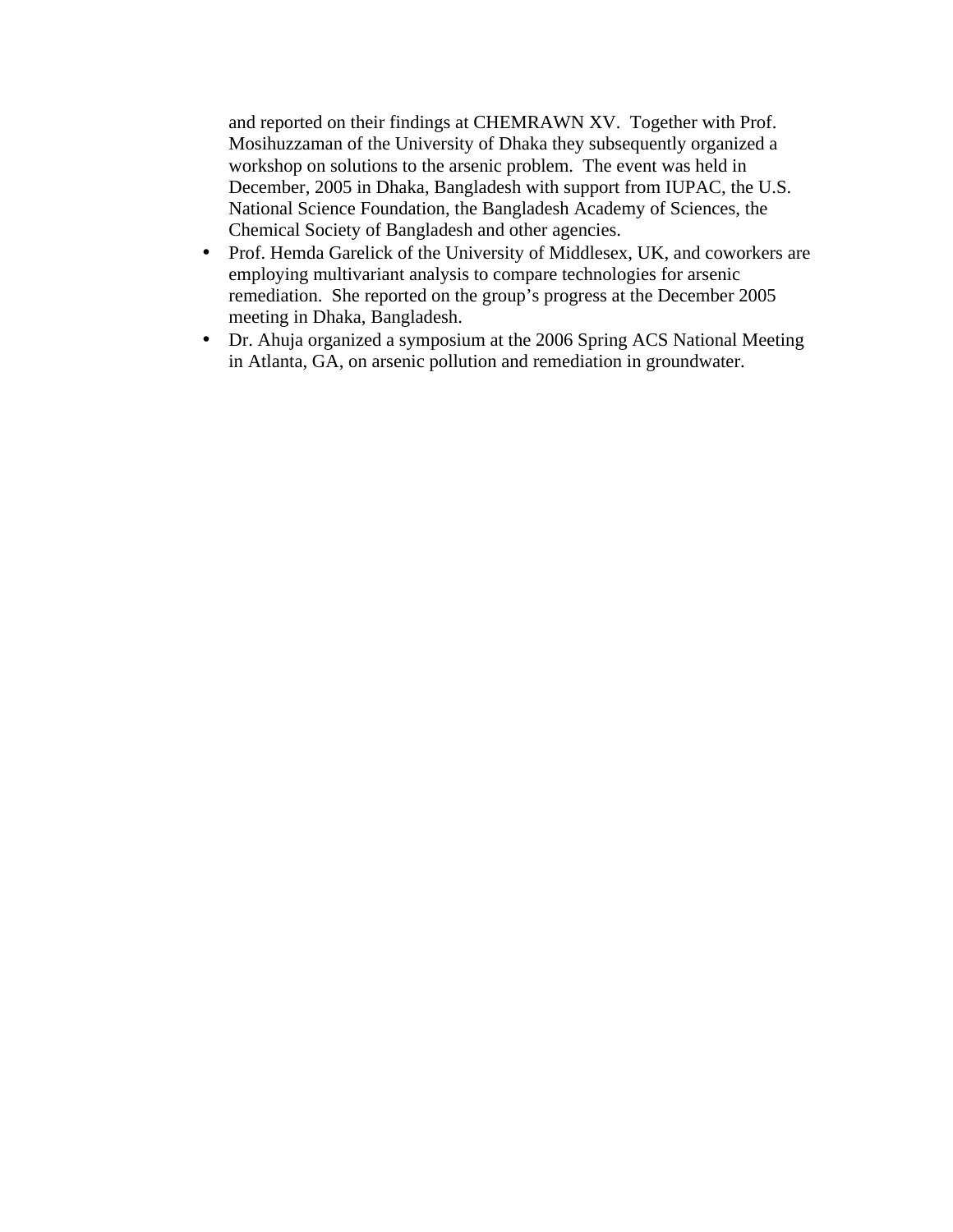and reported on their findings at CHEMRAWN XV. Together with Prof. Mosihuzzaman of the University of Dhaka they subsequently organized a workshop on solutions to the arsenic problem. The event was held in December, 2005 in Dhaka, Bangladesh with support from IUPAC, the U.S. National Science Foundation, the Bangladesh Academy of Sciences, the Chemical Society of Bangladesh and other agencies.

- Prof. Hemda Garelick of the University of Middlesex, UK, and coworkers are employing multivariant analysis to compare technologies for arsenic remediation. She reported on the group's progress at the December 2005 meeting in Dhaka, Bangladesh.
- Dr. Ahuja organized a symposium at the 2006 Spring ACS National Meeting in Atlanta, GA, on arsenic pollution and remediation in groundwater.